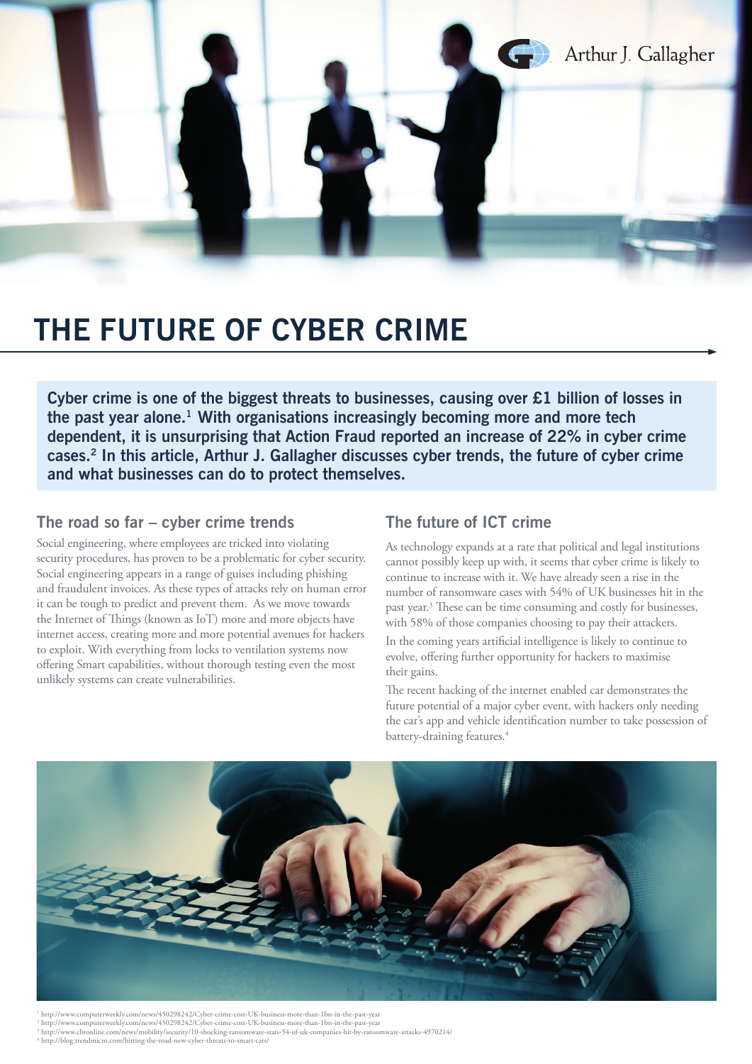# THE FUTURE OF CYBER CRIME

**Cyber crime is one of the biggest threats to businesses, causing over £1 billion of losses in the past year alone.[1] With organisations increasingly becoming more and more tech dependent, it is unsurprising that Action Fraud reported an increase of 22% in cyber crime cases.[2] In this article, Arthur J. Gallagher discusses cyber trends, the future of cyber crime and what businesses can do to protect themselves.**

## The road so far – cyber crime trends

Social engineering, where employees are tricked into violating security procedures, has proven to be a problematic for cyber security. Social engineering appears in a range of guises including phishing and fraudulent invoices. As these types of attacks rely on human error it can be tough to predict and prevent them. As we move towards the Internet of Things (known as IoT) more and more objects have internet access, creating more and more potential avenues for hackers to exploit. With everything from locks to ventilation systems now offering Smart capabilities, without thorough testing even the most unlikely systems can create vulnerabilities.

## The future of ICT crime

As technology expands at a rate that political and legal institutions cannot possibly keep up with, it seems that cyber crime is likely to continue to increase with it. We have already seen a rise in the number of ransomware cases with 54% of UK businesses hit in the past year.[3] These can be time consuming and costly for businesses, with 58% of those companies choosing to pay their attackers.

In the coming years artificial intelligence is likely to continue to evolve, offering further opportunity for hackers to maximise their gains.

The recent hacking of the internet enabled car demonstrates the future potential of a major cyber event, with hackers only needing the car's app and vehicle identification number to take possession of battery-draining features.[4]

[1] http://www.computerweekly.com/news/450298242/Cyber-crime-cost-UK-business-more-than-1bn-in-the-past-year
[2] http://www.computerweekly.com/news/450298242/Cyber-crime-cost-UK-business-more-than-1bn-in-the-past-year
[3] http://www.cbronline.com/news/mobility/security/10-shocking-ransomware-stats-54-of-uk-companies-hit-by-ransomware-attacks-4970214/
[4] http://blog.trendmicro.com/hitting-the-road-new-cyber-threats-to-smart-cars/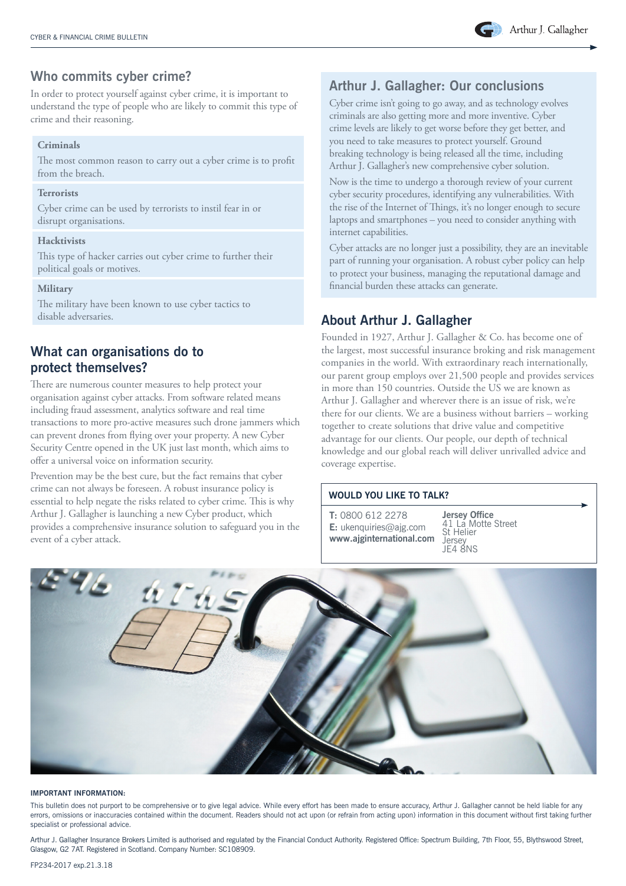## Who commits cyber crime?

In order to protect yourself against cyber crime, it is important to understand the type of people who are likely to commit this type of crime and their reasoning.

**Criminals**

The most common reason to carry out a cyber crime is to profit from the breach.

**Terrorists**

Cyber crime can be used by terrorists to instil fear in or disrupt organisations.

**Hacktivists**

This type of hacker carries out cyber crime to further their political goals or motives.

**Military**

The military have been known to use cyber tactics to disable adversaries.

## What can organisations do to protect themselves?

There are numerous counter measures to help protect your organisation against cyber attacks. From software related means including fraud assessment, analytics software and real time transactions to more pro-active measures such drone jammers which can prevent drones from flying over your property. A new Cyber Security Centre opened in the UK just last month, which aims to offer a universal voice on information security.

Prevention may be the best cure, but the fact remains that cyber crime can not always be foreseen. A robust insurance policy is essential to help negate the risks related to cyber crime. This is why Arthur J. Gallagher is launching a new Cyber product, which provides a comprehensive insurance solution to safeguard you in the event of a cyber attack.

## Arthur J. Gallagher: Our conclusions

Cyber crime isn't going to go away, and as technology evolves criminals are also getting more and more inventive. Cyber crime levels are likely to get worse before they get better, and you need to take measures to protect yourself. Ground breaking technology is being released all the time, including Arthur J. Gallagher's new comprehensive cyber solution.

Now is the time to undergo a thorough review of your current cyber security procedures, identifying any vulnerabilities. With the rise of the Internet of Things, it's no longer enough to secure laptops and smartphones – you need to consider anything with internet capabilities.

Cyber attacks are no longer just a possibility, they are an inevitable part of running your organisation. A robust cyber policy can help to protect your business, managing the reputational damage and financial burden these attacks can generate.

## About Arthur J. Gallagher

Founded in 1927, Arthur J. Gallagher & Co. has become one of the largest, most successful insurance broking and risk management companies in the world. With extraordinary reach internationally, our parent group employs over 21,500 people and provides services in more than 150 countries. Outside the US we are known as Arthur J. Gallagher and wherever there is an issue of risk, we're there for our clients. We are a business without barriers – working together to create solutions that drive value and competitive advantage for our clients. Our people, our depth of technical knowledge and our global reach will deliver unrivalled advice and coverage expertise.

**WOULD YOU LIKE TO TALK?**

**T:** 0800 612 2278
**E:** ukenquiries@ajg.com
**www.ajginternational.com**

**Jersey Office**
41 La Motte Street
St Helier
Jersey
JE4 8NS

**IMPORTANT INFORMATION:**

This bulletin does not purport to be comprehensive or to give legal advice. While every effort has been made to ensure accuracy, Arthur J. Gallagher cannot be held liable for any errors, omissions or inaccuracies contained within the document. Readers should not act upon (or refrain from acting upon) information in this document without first taking further specialist or professional advice.

Arthur J. Gallagher Insurance Brokers Limited is authorised and regulated by the Financial Conduct Authority. Registered Office: Spectrum Building, 7th Floor, 55, Blythswood Street, Glasgow, G2 7AT. Registered in Scotland. Company Number: SC108909.

FP234-2017 exp.21.3.18